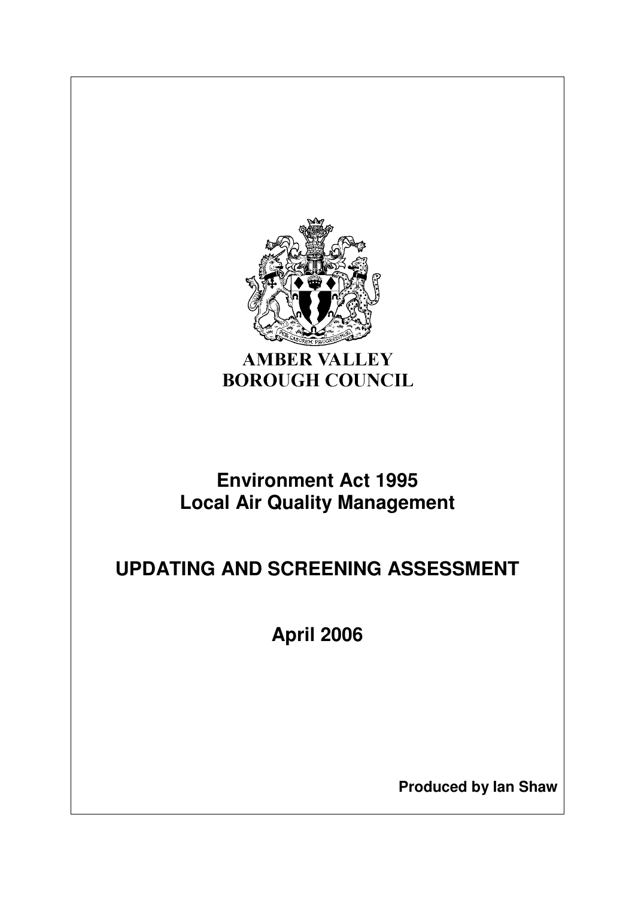AMBER VALLEY
BOROUGH COUNCIL

# Environment Act 1995
# Local Air Quality Management

# UPDATING AND SCREENING ASSESSMENT

## April 2006

**Produced by Ian Shaw**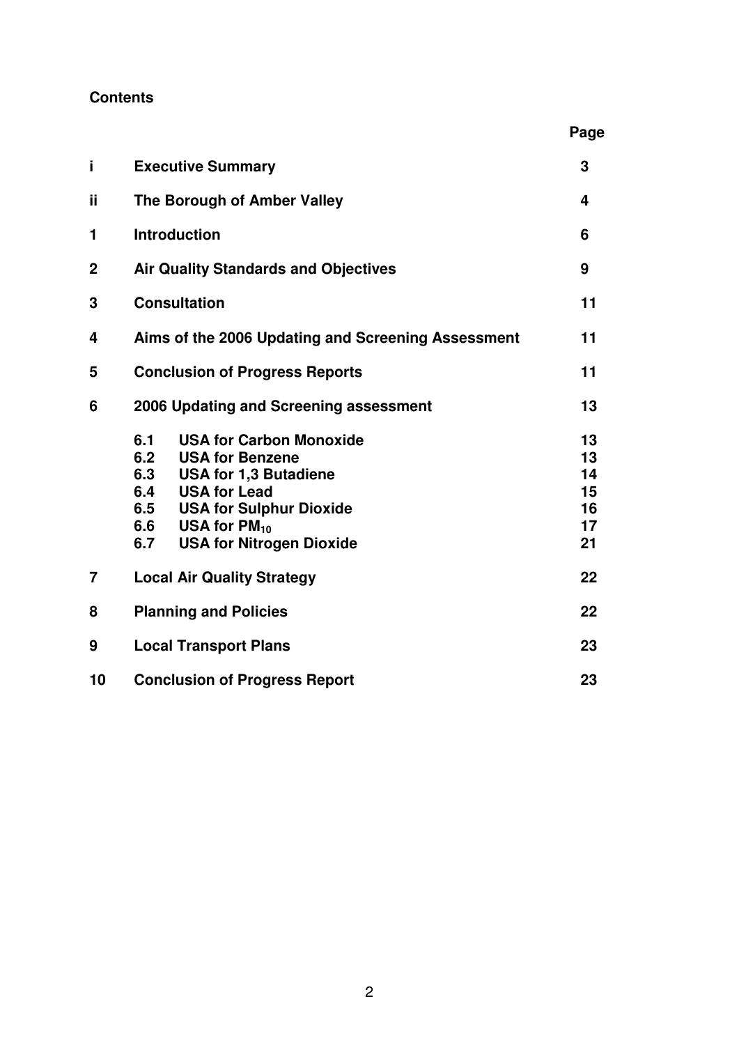**Contents**

| | | Page |
|---|---|---|
| **i** | **Executive Summary** | **3** |
| **ii** | **The Borough of Amber Valley** | **4** |
| **1** | **Introduction** | **6** |
| **2** | **Air Quality Standards and Objectives** | **9** |
| **3** | **Consultation** | **11** |
| **4** | **Aims of the 2006 Updating and Screening Assessment** | **11** |
| **5** | **Conclusion of Progress Reports** | **11** |
| **6** | **2006 Updating and Screening assessment** | **13** |
| | **6.1 USA for Carbon Monoxide** | **13** |
| | **6.2 USA for Benzene** | **13** |
| | **6.3 USA for 1,3 Butadiene** | **14** |
| | **6.4 USA for Lead** | **15** |
| | **6.5 USA for Sulphur Dioxide** | **16** |
| | **6.6 USA for $PM_{10}$** | **17** |
| | **6.7 USA for Nitrogen Dioxide** | **21** |
| **7** | **Local Air Quality Strategy** | **22** |
| **8** | **Planning and Policies** | **22** |
| **9** | **Local Transport Plans** | **23** |
| **10** | **Conclusion of Progress Report** | **23** |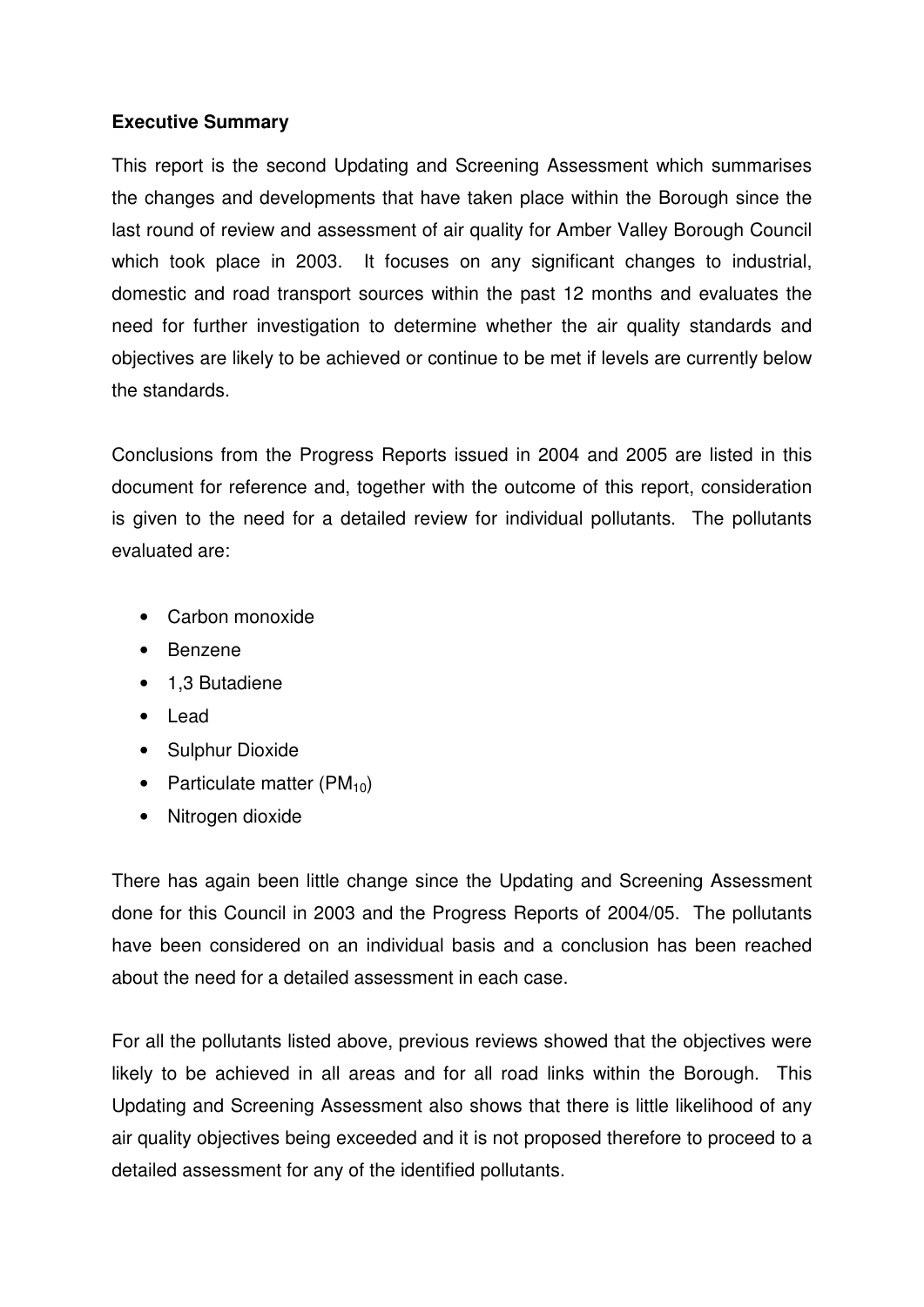**Executive Summary**

This report is the second Updating and Screening Assessment which summarises the changes and developments that have taken place within the Borough since the last round of review and assessment of air quality for Amber Valley Borough Council which took place in 2003. It focuses on any significant changes to industrial, domestic and road transport sources within the past 12 months and evaluates the need for further investigation to determine whether the air quality standards and objectives are likely to be achieved or continue to be met if levels are currently below the standards.

Conclusions from the Progress Reports issued in 2004 and 2005 are listed in this document for reference and, together with the outcome of this report, consideration is given to the need for a detailed review for individual pollutants. The pollutants evaluated are:

- Carbon monoxide
- Benzene
- 1,3 Butadiene
- Lead
- Sulphur Dioxide
- Particulate matter ($PM_{10}$)
- Nitrogen dioxide

There has again been little change since the Updating and Screening Assessment done for this Council in 2003 and the Progress Reports of 2004/05. The pollutants have been considered on an individual basis and a conclusion has been reached about the need for a detailed assessment in each case.

For all the pollutants listed above, previous reviews showed that the objectives were likely to be achieved in all areas and for all road links within the Borough. This Updating and Screening Assessment also shows that there is little likelihood of any air quality objectives being exceeded and it is not proposed therefore to proceed to a detailed assessment for any of the identified pollutants.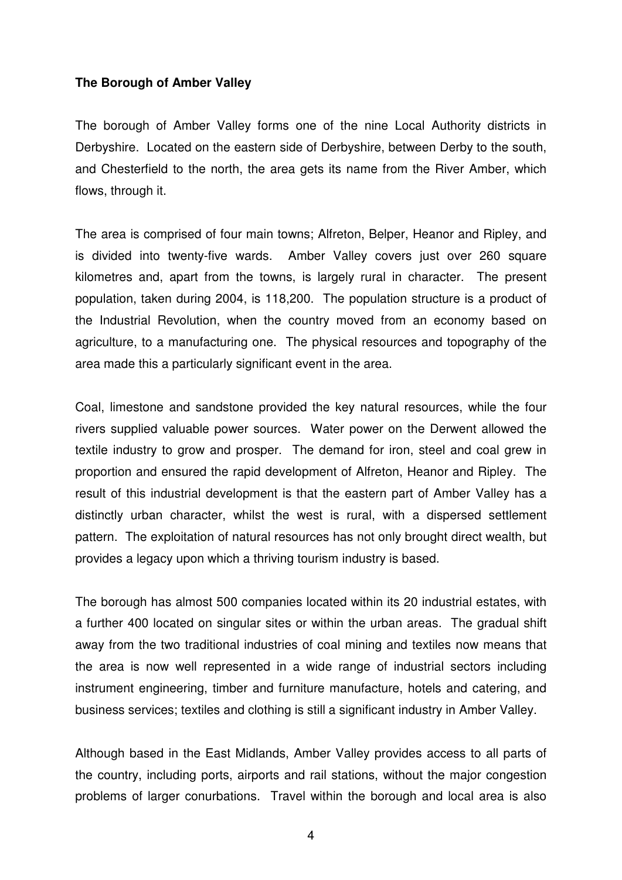**The Borough of Amber Valley**

The borough of Amber Valley forms one of the nine Local Authority districts in Derbyshire. Located on the eastern side of Derbyshire, between Derby to the south, and Chesterfield to the north, the area gets its name from the River Amber, which flows, through it.

The area is comprised of four main towns; Alfreton, Belper, Heanor and Ripley, and is divided into twenty-five wards. Amber Valley covers just over 260 square kilometres and, apart from the towns, is largely rural in character. The present population, taken during 2004, is 118,200. The population structure is a product of the Industrial Revolution, when the country moved from an economy based on agriculture, to a manufacturing one. The physical resources and topography of the area made this a particularly significant event in the area.

Coal, limestone and sandstone provided the key natural resources, while the four rivers supplied valuable power sources. Water power on the Derwent allowed the textile industry to grow and prosper. The demand for iron, steel and coal grew in proportion and ensured the rapid development of Alfreton, Heanor and Ripley. The result of this industrial development is that the eastern part of Amber Valley has a distinctly urban character, whilst the west is rural, with a dispersed settlement pattern. The exploitation of natural resources has not only brought direct wealth, but provides a legacy upon which a thriving tourism industry is based.

The borough has almost 500 companies located within its 20 industrial estates, with a further 400 located on singular sites or within the urban areas. The gradual shift away from the two traditional industries of coal mining and textiles now means that the area is now well represented in a wide range of industrial sectors including instrument engineering, timber and furniture manufacture, hotels and catering, and business services; textiles and clothing is still a significant industry in Amber Valley.

Although based in the East Midlands, Amber Valley provides access to all parts of the country, including ports, airports and rail stations, without the major congestion problems of larger conurbations. Travel within the borough and local area is also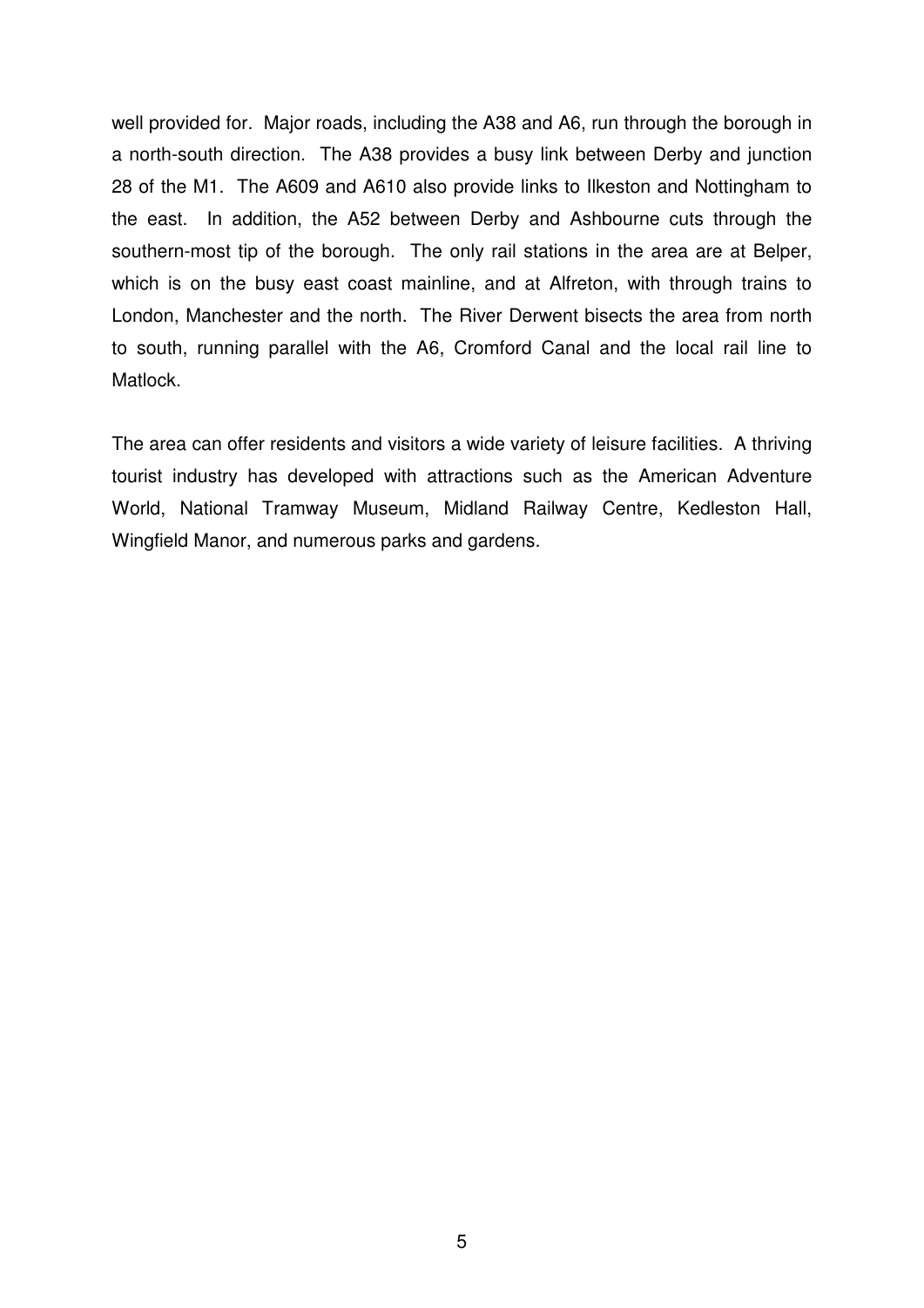well provided for. Major roads, including the A38 and A6, run through the borough in a north-south direction. The A38 provides a busy link between Derby and junction 28 of the M1. The A609 and A610 also provide links to Ilkeston and Nottingham to the east. In addition, the A52 between Derby and Ashbourne cuts through the southern-most tip of the borough. The only rail stations in the area are at Belper, which is on the busy east coast mainline, and at Alfreton, with through trains to London, Manchester and the north. The River Derwent bisects the area from north to south, running parallel with the A6, Cromford Canal and the local rail line to Matlock.

The area can offer residents and visitors a wide variety of leisure facilities. A thriving tourist industry has developed with attractions such as the American Adventure World, National Tramway Museum, Midland Railway Centre, Kedleston Hall, Wingfield Manor, and numerous parks and gardens.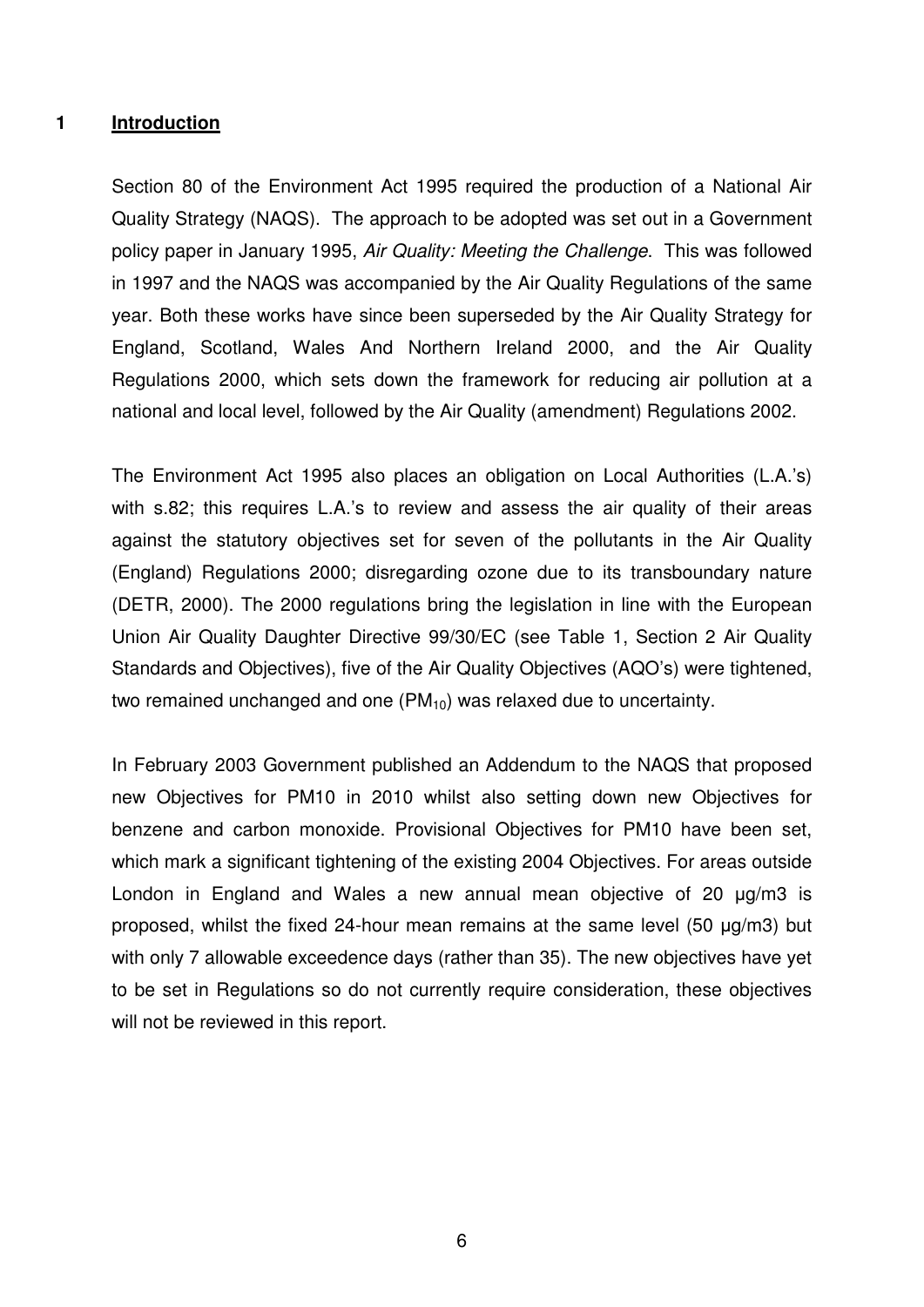# 1 Introduction

Section 80 of the Environment Act 1995 required the production of a National Air Quality Strategy (NAQS). The approach to be adopted was set out in a Government policy paper in January 1995, *Air Quality: Meeting the Challenge*. This was followed in 1997 and the NAQS was accompanied by the Air Quality Regulations of the same year. Both these works have since been superseded by the Air Quality Strategy for England, Scotland, Wales And Northern Ireland 2000, and the Air Quality Regulations 2000, which sets down the framework for reducing air pollution at a national and local level, followed by the Air Quality (amendment) Regulations 2002.

The Environment Act 1995 also places an obligation on Local Authorities (L.A.'s) with s.82; this requires L.A.'s to review and assess the air quality of their areas against the statutory objectives set for seven of the pollutants in the Air Quality (England) Regulations 2000; disregarding ozone due to its transboundary nature (DETR, 2000). The 2000 regulations bring the legislation in line with the European Union Air Quality Daughter Directive 99/30/EC (see Table 1, Section 2 Air Quality Standards and Objectives), five of the Air Quality Objectives (AQO's) were tightened, two remained unchanged and one ($PM_{10}$) was relaxed due to uncertainty.

In February 2003 Government published an Addendum to the NAQS that proposed new Objectives for PM10 in 2010 whilst also setting down new Objectives for benzene and carbon monoxide. Provisional Objectives for PM10 have been set, which mark a significant tightening of the existing 2004 Objectives. For areas outside London in England and Wales a new annual mean objective of 20 µg/m3 is proposed, whilst the fixed 24-hour mean remains at the same level (50 µg/m3) but with only 7 allowable exceedence days (rather than 35). The new objectives have yet to be set in Regulations so do not currently require consideration, these objectives will not be reviewed in this report.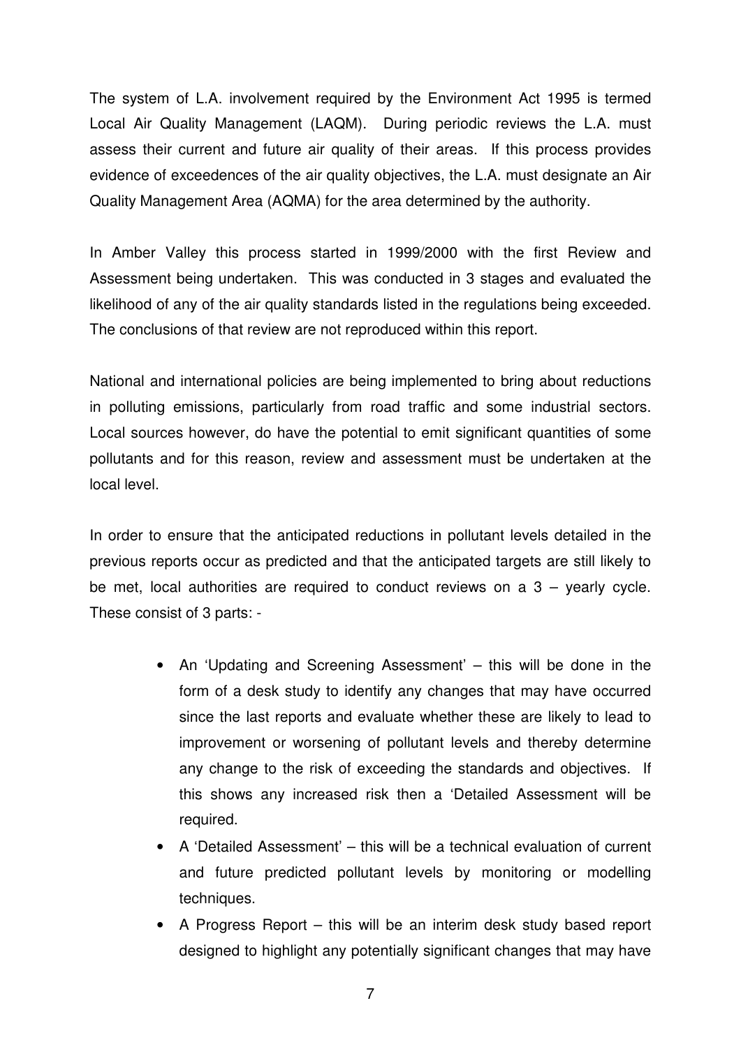The system of L.A. involvement required by the Environment Act 1995 is termed Local Air Quality Management (LAQM). During periodic reviews the L.A. must assess their current and future air quality of their areas. If this process provides evidence of exceedences of the air quality objectives, the L.A. must designate an Air Quality Management Area (AQMA) for the area determined by the authority.

In Amber Valley this process started in 1999/2000 with the first Review and Assessment being undertaken. This was conducted in 3 stages and evaluated the likelihood of any of the air quality standards listed in the regulations being exceeded. The conclusions of that review are not reproduced within this report.

National and international policies are being implemented to bring about reductions in polluting emissions, particularly from road traffic and some industrial sectors. Local sources however, do have the potential to emit significant quantities of some pollutants and for this reason, review and assessment must be undertaken at the local level.

In order to ensure that the anticipated reductions in pollutant levels detailed in the previous reports occur as predicted and that the anticipated targets are still likely to be met, local authorities are required to conduct reviews on a 3 – yearly cycle. These consist of 3 parts: -

- An 'Updating and Screening Assessment' – this will be done in the form of a desk study to identify any changes that may have occurred since the last reports and evaluate whether these are likely to lead to improvement or worsening of pollutant levels and thereby determine any change to the risk of exceeding the standards and objectives. If this shows any increased risk then a 'Detailed Assessment will be required.
- A 'Detailed Assessment' – this will be a technical evaluation of current and future predicted pollutant levels by monitoring or modelling techniques.
- A Progress Report – this will be an interim desk study based report designed to highlight any potentially significant changes that may have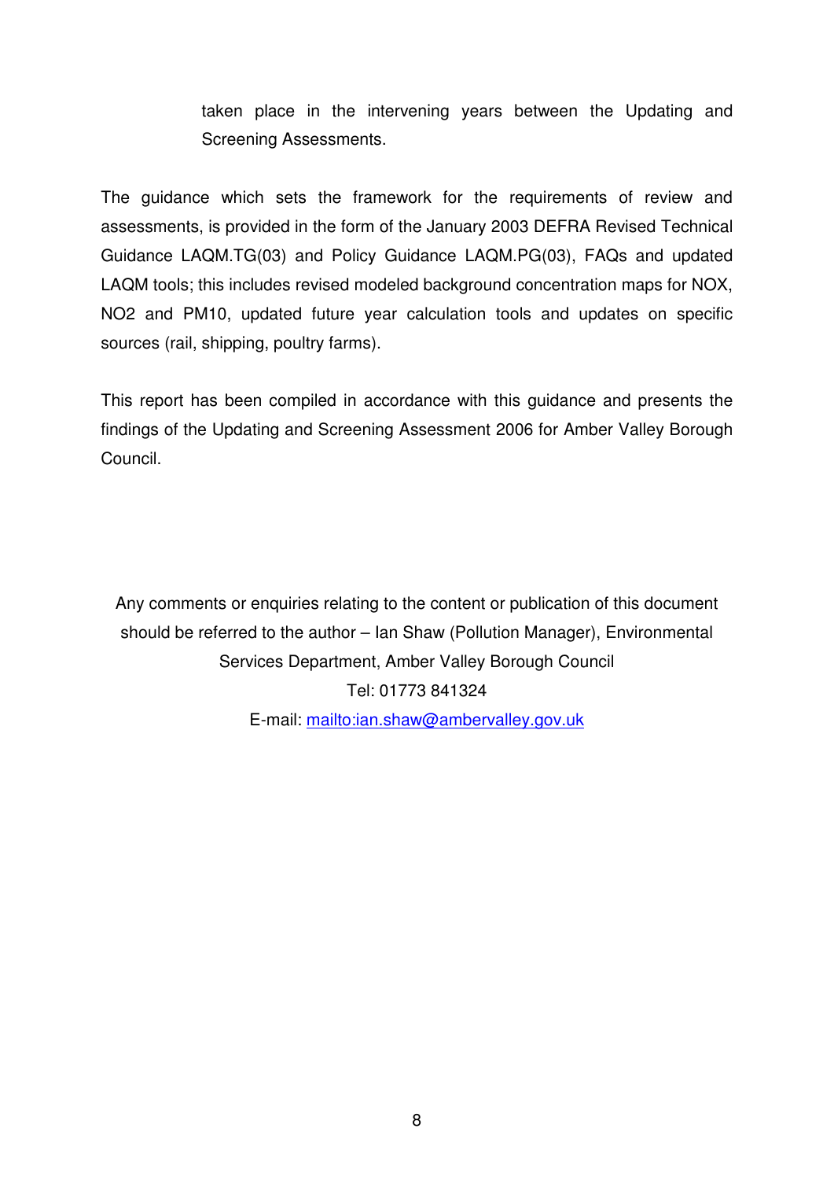taken place in the intervening years between the Updating and Screening Assessments.

The guidance which sets the framework for the requirements of review and assessments, is provided in the form of the January 2003 DEFRA Revised Technical Guidance LAQM.TG(03) and Policy Guidance LAQM.PG(03), FAQs and updated LAQM tools; this includes revised modeled background concentration maps for NOX, NO2 and PM10, updated future year calculation tools and updates on specific sources (rail, shipping, poultry farms).

This report has been compiled in accordance with this guidance and presents the findings of the Updating and Screening Assessment 2006 for Amber Valley Borough Council.

Any comments or enquiries relating to the content or publication of this document should be referred to the author – Ian Shaw (Pollution Manager), Environmental Services Department, Amber Valley Borough Council

Tel: 01773 841324

E-mail: mailto:ian.shaw@ambervalley.gov.uk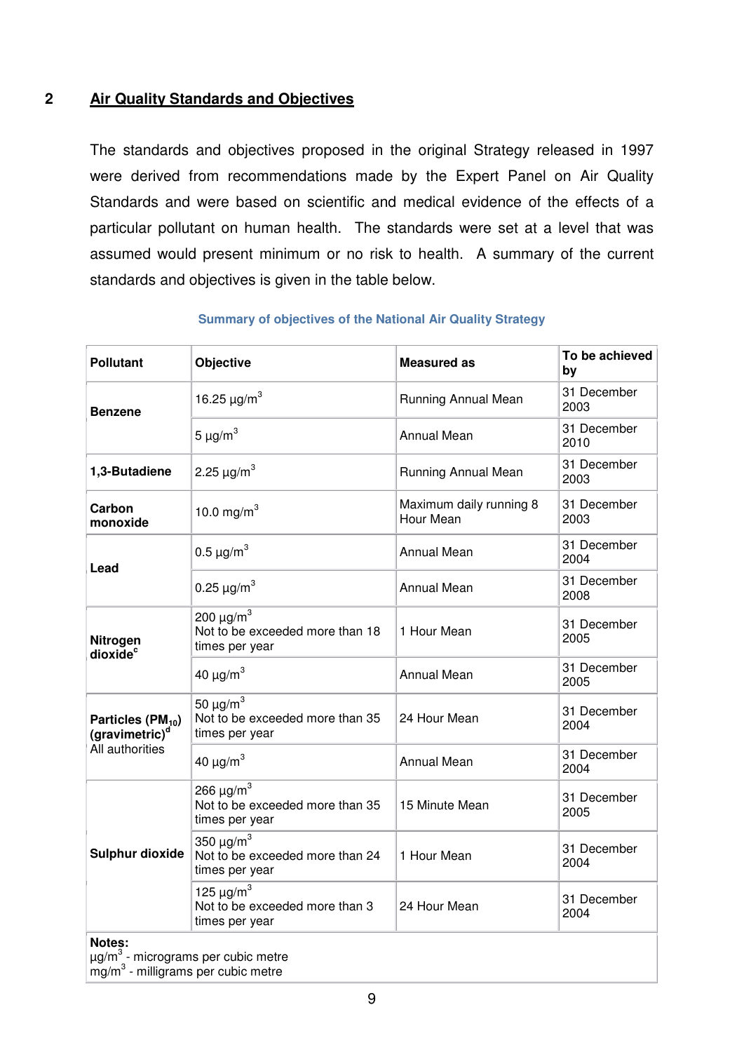## 2 Air Quality Standards and Objectives

The standards and objectives proposed in the original Strategy released in 1997 were derived from recommendations made by the Expert Panel on Air Quality Standards and were based on scientific and medical evidence of the effects of a particular pollutant on human health. The standards were set at a level that was assumed would present minimum or no risk to health. A summary of the current standards and objectives is given in the table below.

**Summary of objectives of the National Air Quality Strategy**

| Pollutant | Objective | Measured as | To be achieved by |
|---|---|---|---|
| **Benzene** | 16.25 μg/m$^3$ | Running Annual Mean | 31 December 2003 |
| | 5 μg/m$^3$ | Annual Mean | 31 December 2010 |
| **1,3-Butadiene** | 2.25 μg/m$^3$ | Running Annual Mean | 31 December 2003 |
| **Carbon monoxide** | 10.0 mg/m$^3$ | Maximum daily running 8 Hour Mean | 31 December 2003 |
| **Lead** | 0.5 μg/m$^3$ | Annual Mean | 31 December 2004 |
| | 0.25 μg/m$^3$ | Annual Mean | 31 December 2008 |
| **Nitrogen dioxide**[c] | 200 μg/m$^3$ Not to be exceeded more than 18 times per year | 1 Hour Mean | 31 December 2005 |
| | 40 μg/m$^3$ | Annual Mean | 31 December 2005 |
| **Particles ($PM_{10}$) (gravimetric)**[d] All authorities | 50 μg/m$^3$ Not to be exceeded more than 35 times per year | 24 Hour Mean | 31 December 2004 |
| | 40 μg/m$^3$ | Annual Mean | 31 December 2004 |
| **Sulphur dioxide** | 266 μg/m$^3$ Not to be exceeded more than 35 times per year | 15 Minute Mean | 31 December 2005 |
| | 350 μg/m$^3$ Not to be exceeded more than 24 times per year | 1 Hour Mean | 31 December 2004 |
| | 125 μg/m$^3$ Not to be exceeded more than 3 times per year | 24 Hour Mean | 31 December 2004 |

**Notes:**
μg/m$^3$ - micrograms per cubic metre
mg/m$^3$ - milligrams per cubic metre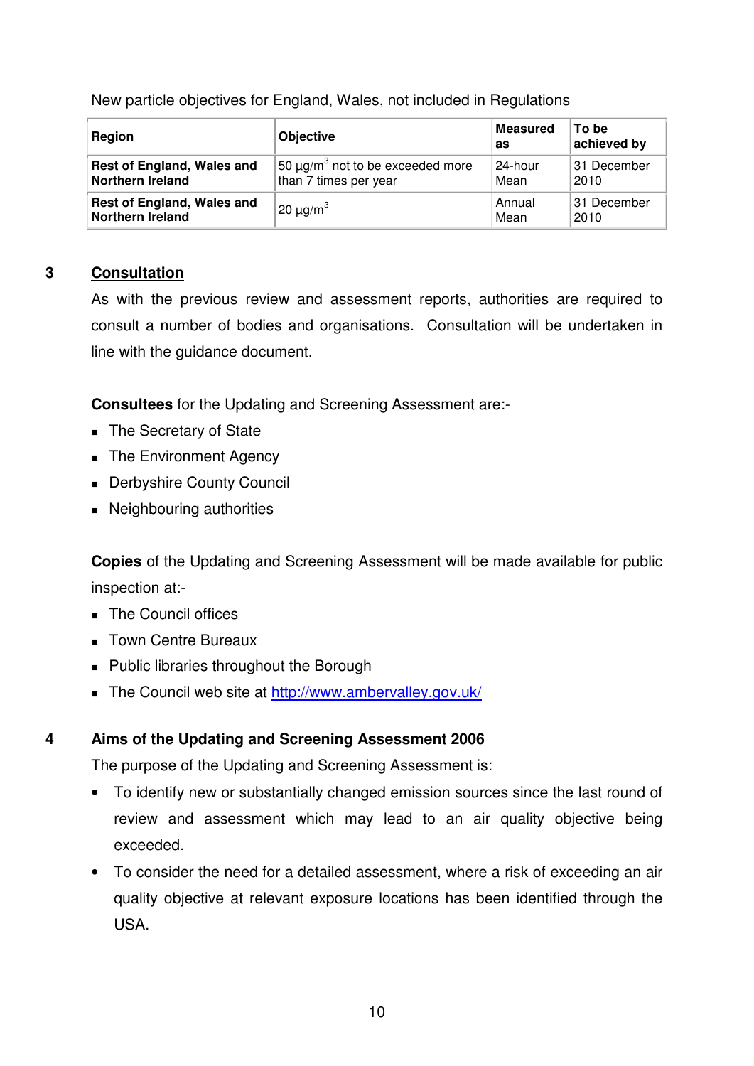New particle objectives for England, Wales, not included in Regulations

| Region | Objective | Measured as | To be achieved by |
|---|---|---|---|
| **Rest of England, Wales and Northern Ireland** | 50 µg/m$^3$ not to be exceeded more than 7 times per year | 24-hour Mean | 31 December 2010 |
| **Rest of England, Wales and Northern Ireland** | 20 µg/m$^3$ | Annual Mean | 31 December 2010 |

## 3 Consultation

As with the previous review and assessment reports, authorities are required to consult a number of bodies and organisations. Consultation will be undertaken in line with the guidance document.

**Consultees** for the Updating and Screening Assessment are:-

- The Secretary of State
- The Environment Agency
- Derbyshire County Council
- Neighbouring authorities

**Copies** of the Updating and Screening Assessment will be made available for public inspection at:-

- The Council offices
- Town Centre Bureaux
- Public libraries throughout the Borough
- The Council web site at http://www.ambervalley.gov.uk/

## 4 Aims of the Updating and Screening Assessment 2006

The purpose of the Updating and Screening Assessment is:

- To identify new or substantially changed emission sources since the last round of review and assessment which may lead to an air quality objective being exceeded.
- To consider the need for a detailed assessment, where a risk of exceeding an air quality objective at relevant exposure locations has been identified through the USA.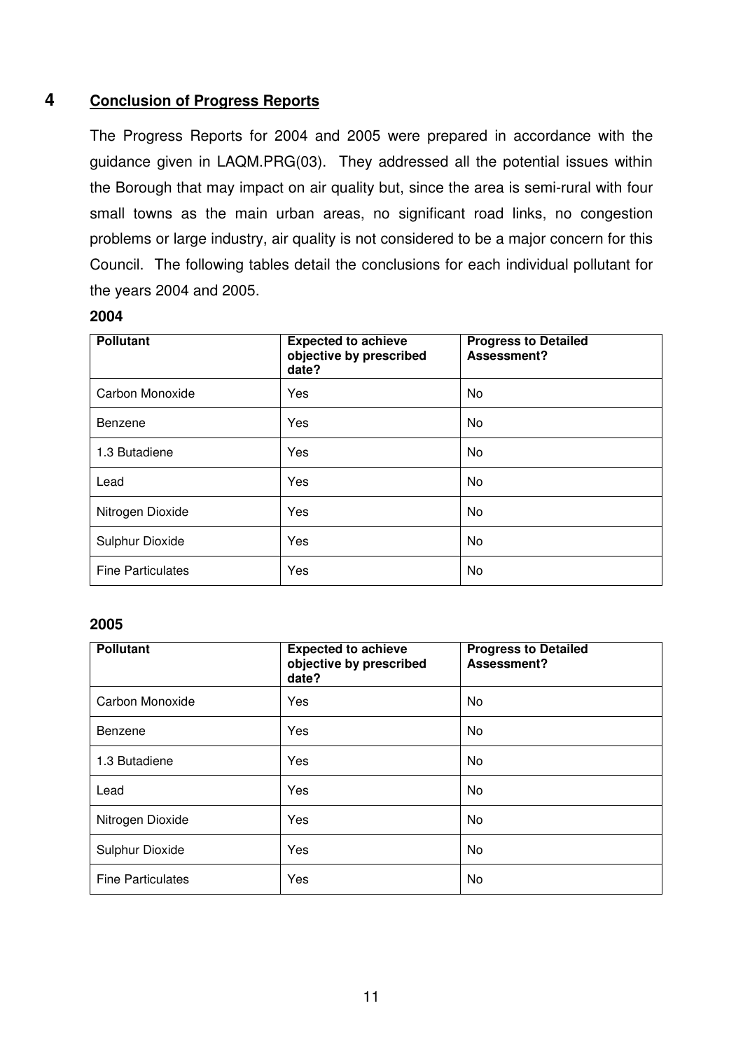## 4 Conclusion of Progress Reports

The Progress Reports for 2004 and 2005 were prepared in accordance with the guidance given in LAQM.PRG(03). They addressed all the potential issues within the Borough that may impact on air quality but, since the area is semi-rural with four small towns as the main urban areas, no significant road links, no congestion problems or large industry, air quality is not considered to be a major concern for this Council. The following tables detail the conclusions for each individual pollutant for the years 2004 and 2005.

**2004**

| Pollutant | Expected to achieve objective by prescribed date? | Progress to Detailed Assessment? |
|---|---|---|
| Carbon Monoxide | Yes | No |
| Benzene | Yes | No |
| 1.3 Butadiene | Yes | No |
| Lead | Yes | No |
| Nitrogen Dioxide | Yes | No |
| Sulphur Dioxide | Yes | No |
| Fine Particulates | Yes | No |

**2005**

| Pollutant | Expected to achieve objective by prescribed date? | Progress to Detailed Assessment? |
|---|---|---|
| Carbon Monoxide | Yes | No |
| Benzene | Yes | No |
| 1.3 Butadiene | Yes | No |
| Lead | Yes | No |
| Nitrogen Dioxide | Yes | No |
| Sulphur Dioxide | Yes | No |
| Fine Particulates | Yes | No |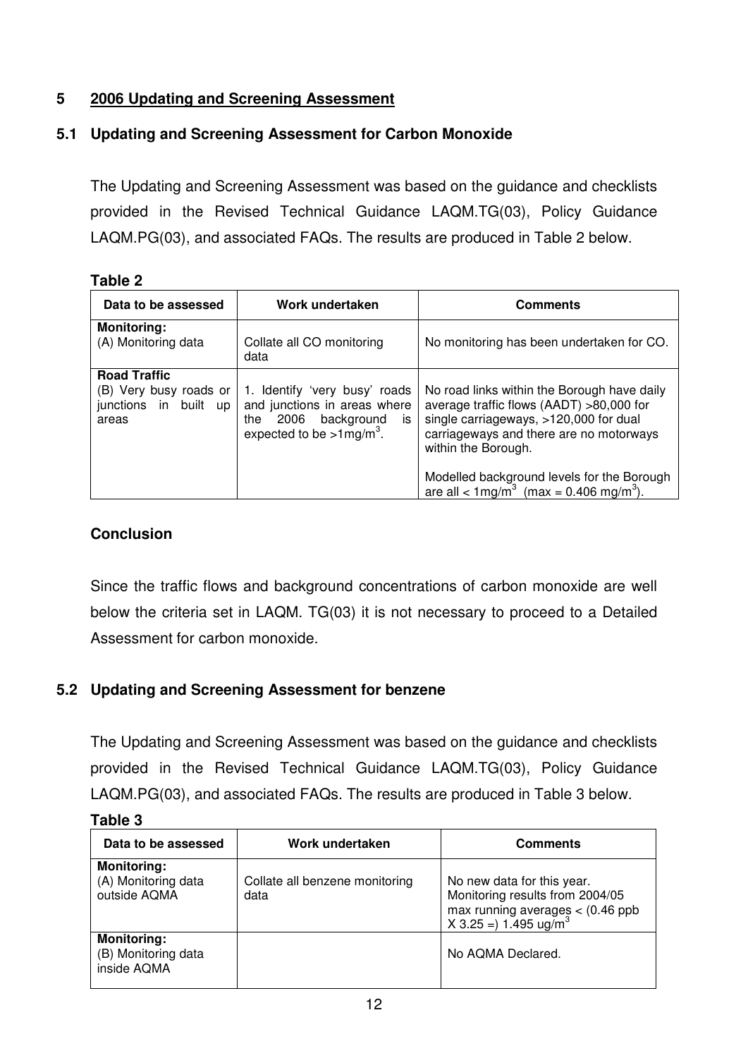## 5 2006 Updating and Screening Assessment

### 5.1 Updating and Screening Assessment for Carbon Monoxide

The Updating and Screening Assessment was based on the guidance and checklists provided in the Revised Technical Guidance LAQM.TG(03), Policy Guidance LAQM.PG(03), and associated FAQs. The results are produced in Table 2 below.

**Table 2**

| Data to be assessed | Work undertaken | Comments |
|---|---|---|
| **Monitoring:**<br>(A) Monitoring data | Collate all CO monitoring data | No monitoring has been undertaken for CO. |
| **Road Traffic**<br>(B) Very busy roads or junctions in built up areas | 1. Identify 'very busy' roads and junctions in areas where the 2006 background is expected to be >1mg/m$^3$. | No road links within the Borough have daily average traffic flows (AADT) >80,000 for single carriageways, >120,000 for dual carriageways and there are no motorways within the Borough.<br><br>Modelled background levels for the Borough are all < 1mg/m$^3$ (max = 0.406 mg/m$^3$). |

#### Conclusion

Since the traffic flows and background concentrations of carbon monoxide are well below the criteria set in LAQM. TG(03) it is not necessary to proceed to a Detailed Assessment for carbon monoxide.

### 5.2 Updating and Screening Assessment for benzene

The Updating and Screening Assessment was based on the guidance and checklists provided in the Revised Technical Guidance LAQM.TG(03), Policy Guidance LAQM.PG(03), and associated FAQs. The results are produced in Table 3 below.

**Table 3**

| Data to be assessed | Work undertaken | Comments |
|---|---|---|
| **Monitoring:**<br>(A) Monitoring data outside AQMA | Collate all benzene monitoring data | No new data for this year.<br>Monitoring results from 2004/05 max running averages < (0.46 ppb X 3.25 =) 1.495 ug/m$^3$ |
| **Monitoring:**<br>(B) Monitoring data inside AQMA | | No AQMA Declared. |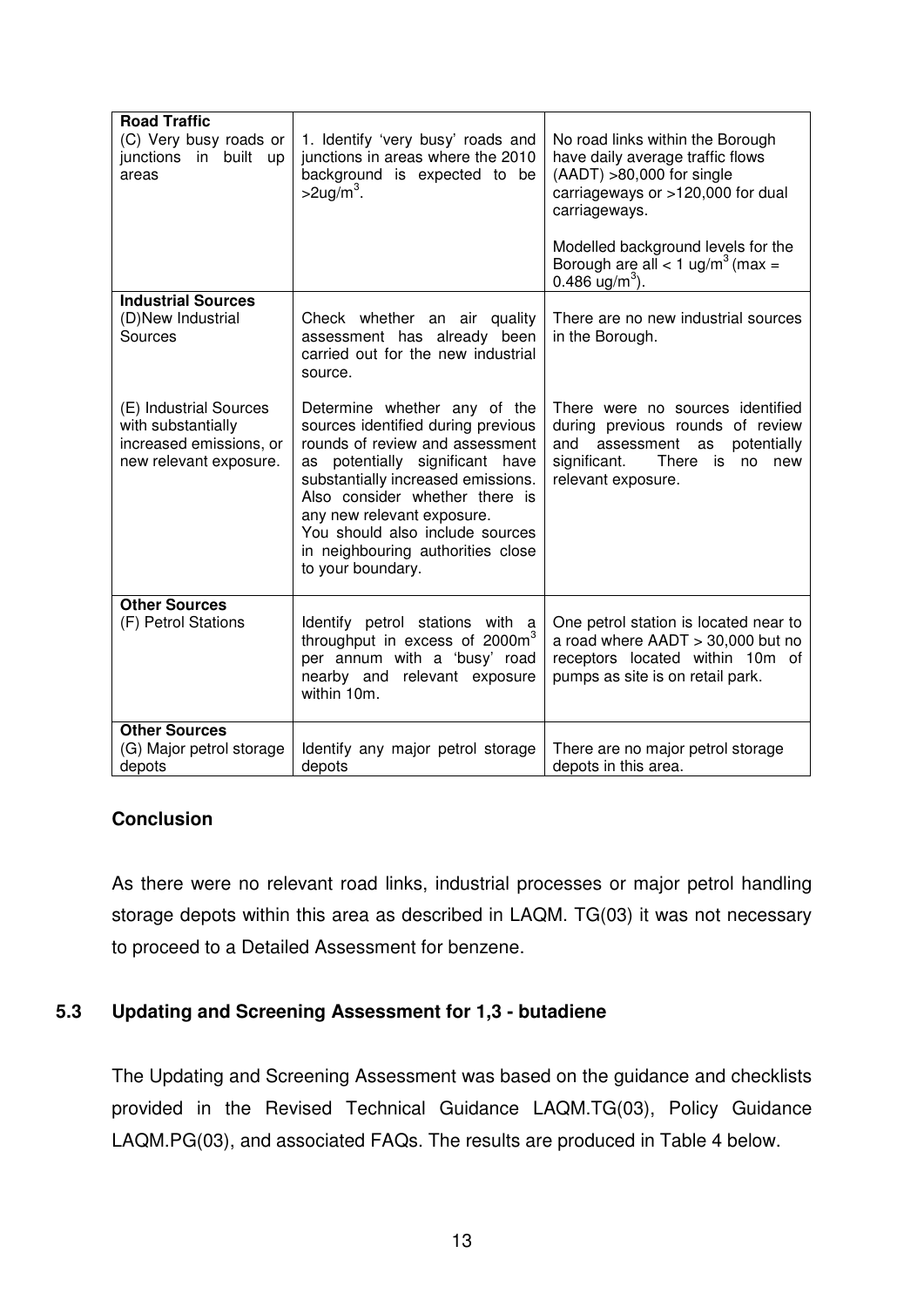| | | |
|---|---|---|
| **Road Traffic**<br>(C) Very busy roads or junctions in built up areas | 1. Identify 'very busy' roads and junctions in areas where the 2010 background is expected to be >2ug/m$^3$. | No road links within the Borough have daily average traffic flows (AADT) >80,000 for single carriageways or >120,000 for dual carriageways.<br><br>Modelled background levels for the Borough are all < 1 ug/m$^3$ (max = 0.486 ug/m$^3$). |
| **Industrial Sources**<br>(D)New Industrial Sources | Check whether an air quality assessment has already been carried out for the new industrial source. | There are no new industrial sources in the Borough. |
| (E) Industrial Sources with substantially increased emissions, or new relevant exposure. | Determine whether any of the sources identified during previous rounds of review and assessment as potentially significant have substantially increased emissions. Also consider whether there is any new relevant exposure.<br>You should also include sources in neighbouring authorities close to your boundary. | There were no sources identified during previous rounds of review and assessment as potentially significant. There is no new relevant exposure. |
| **Other Sources**<br>(F) Petrol Stations | Identify petrol stations with a throughput in excess of 2000m$^3$ per annum with a 'busy' road nearby and relevant exposure within 10m. | One petrol station is located near to a road where AADT > 30,000 but no receptors located within 10m of pumps as site is on retail park. |
| **Other Sources**<br>(G) Major petrol storage depots | Identify any major petrol storage depots | There are no major petrol storage depots in this area. |

### Conclusion

As there were no relevant road links, industrial processes or major petrol handling storage depots within this area as described in LAQM. TG(03) it was not necessary to proceed to a Detailed Assessment for benzene.

## 5.3 Updating and Screening Assessment for 1,3 - butadiene

The Updating and Screening Assessment was based on the guidance and checklists provided in the Revised Technical Guidance LAQM.TG(03), Policy Guidance LAQM.PG(03), and associated FAQs. The results are produced in Table 4 below.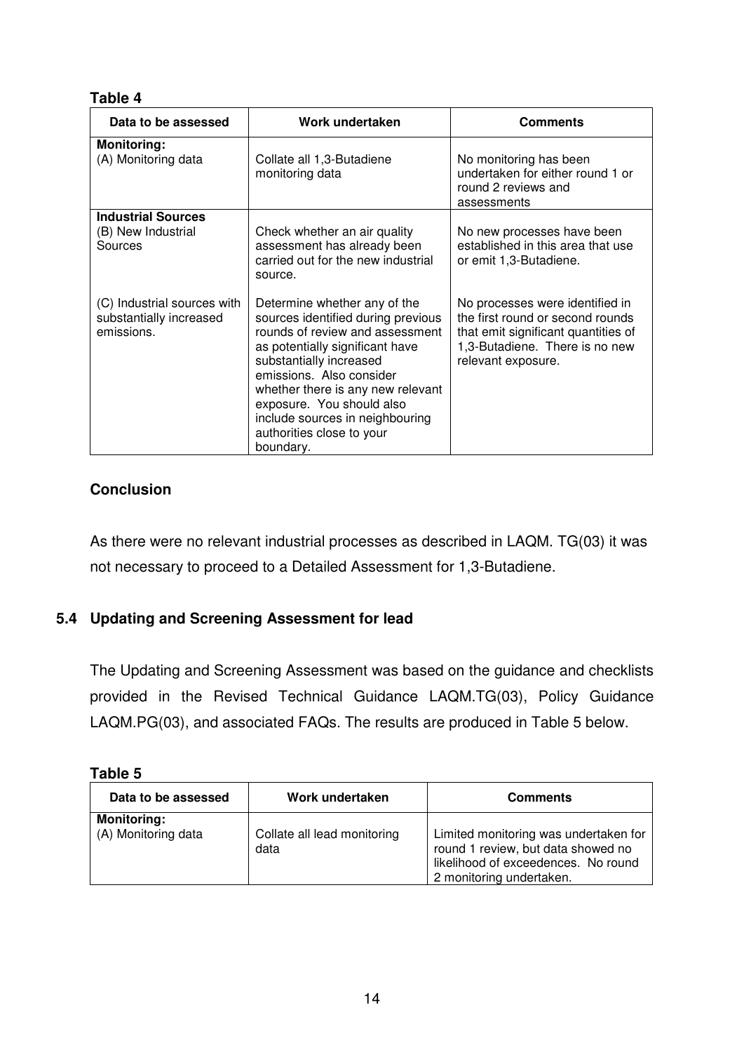**Table 4**

| Data to be assessed | Work undertaken | Comments |
|---|---|---|
| **Monitoring:**<br>(A) Monitoring data | Collate all 1,3-Butadiene monitoring data | No monitoring has been undertaken for either round 1 or round 2 reviews and assessments |
| **Industrial Sources**<br>(B) New Industrial Sources | Check whether an air quality assessment has already been carried out for the new industrial source. | No new processes have been established in this area that use or emit 1,3-Butadiene. |
| (C) Industrial sources with substantially increased emissions. | Determine whether any of the sources identified during previous rounds of review and assessment as potentially significant have substantially increased emissions. Also consider whether there is any new relevant exposure. You should also include sources in neighbouring authorities close to your boundary. | No processes were identified in the first round or second rounds that emit significant quantities of 1,3-Butadiene. There is no new relevant exposure. |

### Conclusion

As there were no relevant industrial processes as described in LAQM. TG(03) it was not necessary to proceed to a Detailed Assessment for 1,3-Butadiene.

## 5.4 Updating and Screening Assessment for lead

The Updating and Screening Assessment was based on the guidance and checklists provided in the Revised Technical Guidance LAQM.TG(03), Policy Guidance LAQM.PG(03), and associated FAQs. The results are produced in Table 5 below.

**Table 5**

| Data to be assessed | Work undertaken | Comments |
|---|---|---|
| **Monitoring:**<br>(A) Monitoring data | Collate all lead monitoring data | Limited monitoring was undertaken for round 1 review, but data showed no likelihood of exceedences. No round 2 monitoring undertaken. |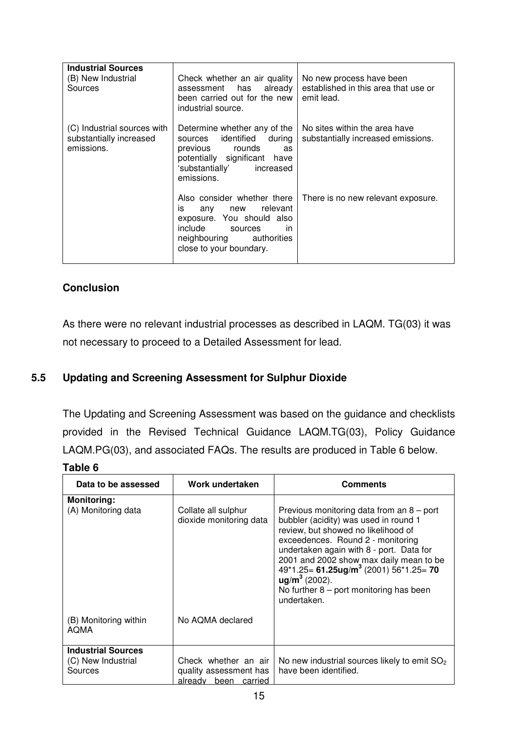| | | |
|---|---|---|
| **Industrial Sources**<br>(B) New Industrial Sources | Check whether an air quality assessment has already been carried out for the new industrial source. | No new process have been established in this area that use or emit lead. |
| (C) Industrial sources with substantially increased emissions. | Determine whether any of the sources identified during previous rounds as potentially significant have 'substantially' increased emissions.<br><br>Also consider whether there is any new relevant exposure. You should also include sources in neighbouring authorities close to your boundary. | No sites within the area have substantially increased emissions.<br><br>There is no new relevant exposure. |

### Conclusion

As there were no relevant industrial processes as described in LAQM. TG(03) it was not necessary to proceed to a Detailed Assessment for lead.

## 5.5 Updating and Screening Assessment for Sulphur Dioxide

The Updating and Screening Assessment was based on the guidance and checklists provided in the Revised Technical Guidance LAQM.TG(03), Policy Guidance LAQM.PG(03), and associated FAQs. The results are produced in Table 6 below.

**Table 6**

| Data to be assessed | Work undertaken | Comments |
|---|---|---|
| **Monitoring:**<br>(A) Monitoring data | Collate all sulphur dioxide monitoring data | Previous monitoring data from an 8 – port bubbler (acidity) was used in round 1 review, but showed no likelihood of exceedences. Round 2 - monitoring undertaken again with 8 - port. Data for 2001 and 2002 show max daily mean to be 49*1.25= **61.25ug/m$^3$** (2001) 56*1.25= **70 ug/m$^3$** (2002).<br>No further 8 – port monitoring has been undertaken. |
| (B) Monitoring within AQMA | No AQMA declared | |
| **Industrial Sources**<br>(C) New Industrial Sources | Check whether an air quality assessment has already been carried | No new industrial sources likely to emit $SO_2$ have been identified. |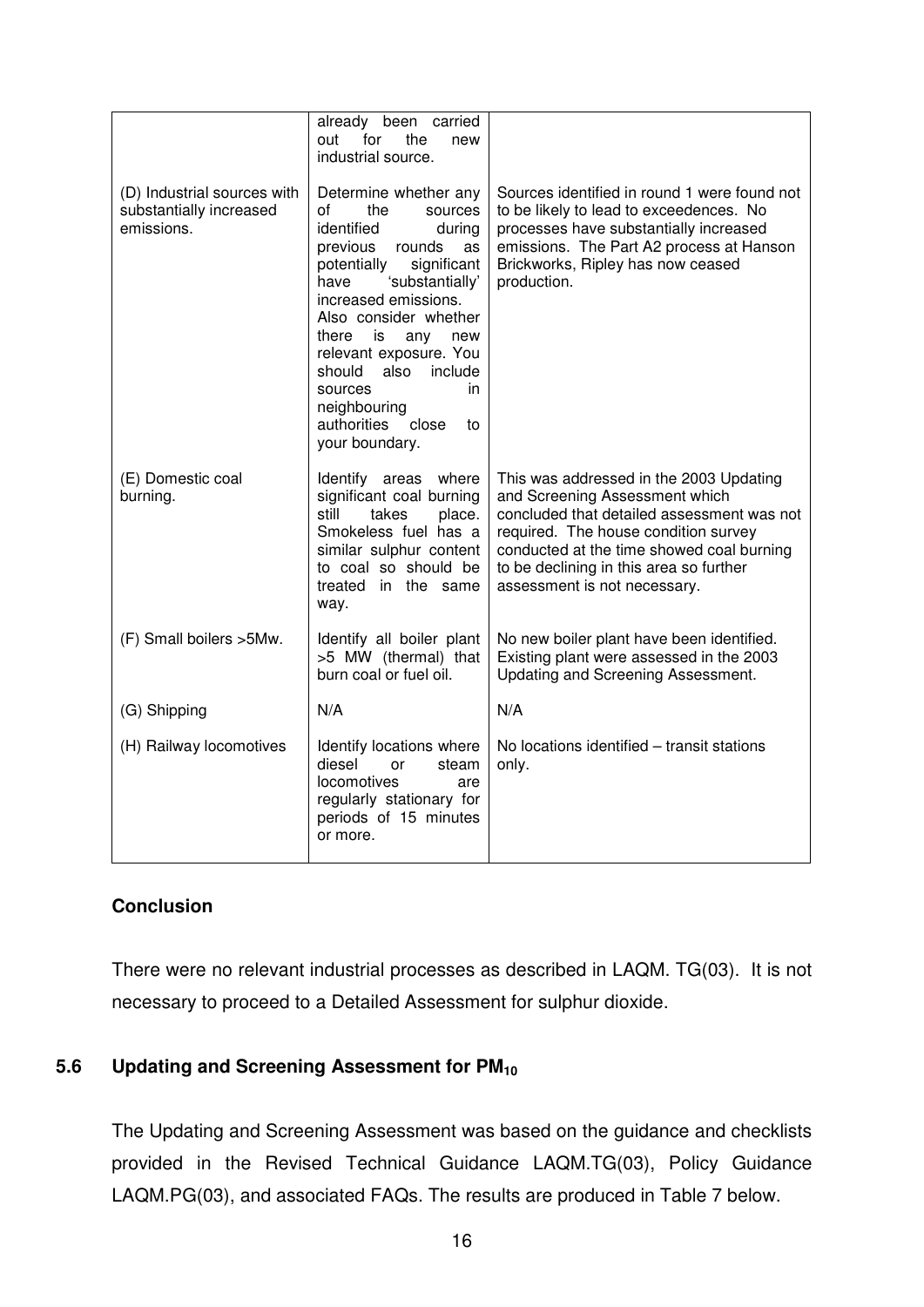| | | |
|---|---|---|
| | already been carried out for the new industrial source. | |
| (D) Industrial sources with substantially increased emissions. | Determine whether any of the sources identified during previous rounds as potentially significant have 'substantially' increased emissions. Also consider whether there is any new relevant exposure. You should also include sources in neighbouring authorities close to your boundary. | Sources identified in round 1 were found not to be likely to lead to exceedences. No processes have substantially increased emissions. The Part A2 process at Hanson Brickworks, Ripley has now ceased production. |
| (E) Domestic coal burning. | Identify areas where significant coal burning still takes place. Smokeless fuel has a similar sulphur content to coal so should be treated in the same way. | This was addressed in the 2003 Updating and Screening Assessment which concluded that detailed assessment was not required. The house condition survey conducted at the time showed coal burning to be declining in this area so further assessment is not necessary. |
| (F) Small boilers >5Mw. | Identify all boiler plant >5 MW (thermal) that burn coal or fuel oil. | No new boiler plant have been identified. Existing plant were assessed in the 2003 Updating and Screening Assessment. |
| (G) Shipping | N/A | N/A |
| (H) Railway locomotives | Identify locations where diesel or steam locomotives are regularly stationary for periods of 15 minutes or more. | No locations identified – transit stations only. |

**Conclusion**

There were no relevant industrial processes as described in LAQM. TG(03). It is not necessary to proceed to a Detailed Assessment for sulphur dioxide.

## 5.6 Updating and Screening Assessment for $PM_{10}$

The Updating and Screening Assessment was based on the guidance and checklists provided in the Revised Technical Guidance LAQM.TG(03), Policy Guidance LAQM.PG(03), and associated FAQs. The results are produced in Table 7 below.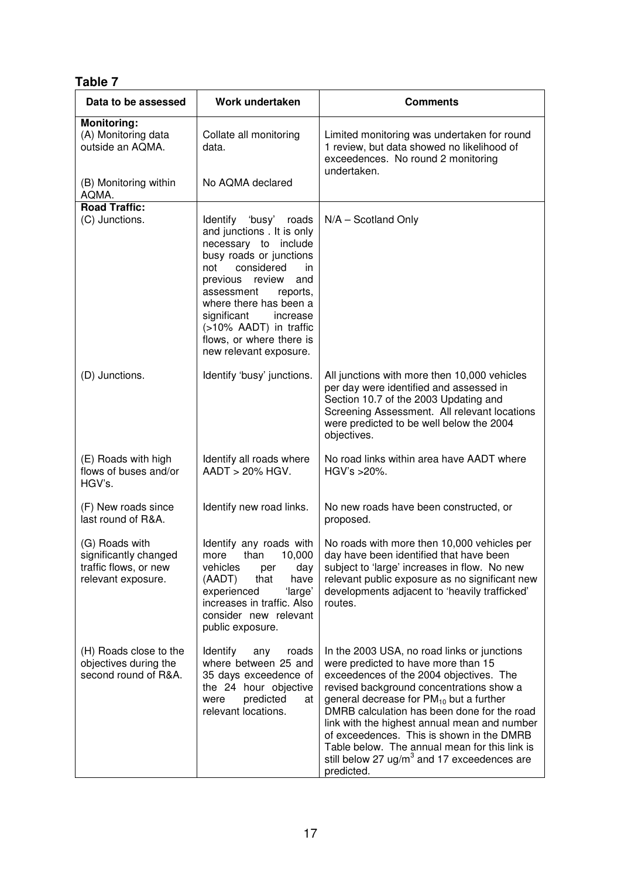## Table 7

| Data to be assessed | Work undertaken | Comments |
|---|---|---|
| **Monitoring:** (A) Monitoring data outside an AQMA. | Collate all monitoring data. | Limited monitoring was undertaken for round 1 review, but data showed no likelihood of exceedences. No round 2 monitoring undertaken. |
| (B) Monitoring within AQMA. | No AQMA declared | |
| **Road Traffic:** (C) Junctions. | Identify 'busy' roads and junctions . It is only necessary to include busy roads or junctions not considered in previous review and assessment reports, where there has been a significant increase (>10% AADT) in traffic flows, or where there is new relevant exposure. | N/A – Scotland Only |
| (D) Junctions. | Identify 'busy' junctions. | All junctions with more then 10,000 vehicles per day were identified and assessed in Section 10.7 of the 2003 Updating and Screening Assessment. All relevant locations were predicted to be well below the 2004 objectives. |
| (E) Roads with high flows of buses and/or HGV's. | Identify all roads where AADT > 20% HGV. | No road links within area have AADT where HGV's >20%. |
| (F) New roads since last round of R&A. | Identify new road links. | No new roads have been constructed, or proposed. |
| (G) Roads with significantly changed traffic flows, or new relevant exposure. | Identify any roads with more than 10,000 vehicles per day (AADT) that have experienced 'large' increases in traffic. Also consider new relevant public exposure. | No roads with more then 10,000 vehicles per day have been identified that have been subject to 'large' increases in flow. No new relevant public exposure as no significant new developments adjacent to 'heavily trafficked' routes. |
| (H) Roads close to the objectives during the second round of R&A. | Identify any roads where between 25 and 35 days exceedence of the 24 hour objective were predicted at relevant locations. | In the 2003 USA, no road links or junctions were predicted to have more than 15 exceedences of the 2004 objectives. The revised background concentrations show a general decrease for $PM_{10}$ but a further DMRB calculation has been done for the road link with the highest annual mean and number of exceedences. This is shown in the DMRB Table below. The annual mean for this link is still below 27 ug/m$^3$ and 17 exceedences are predicted. |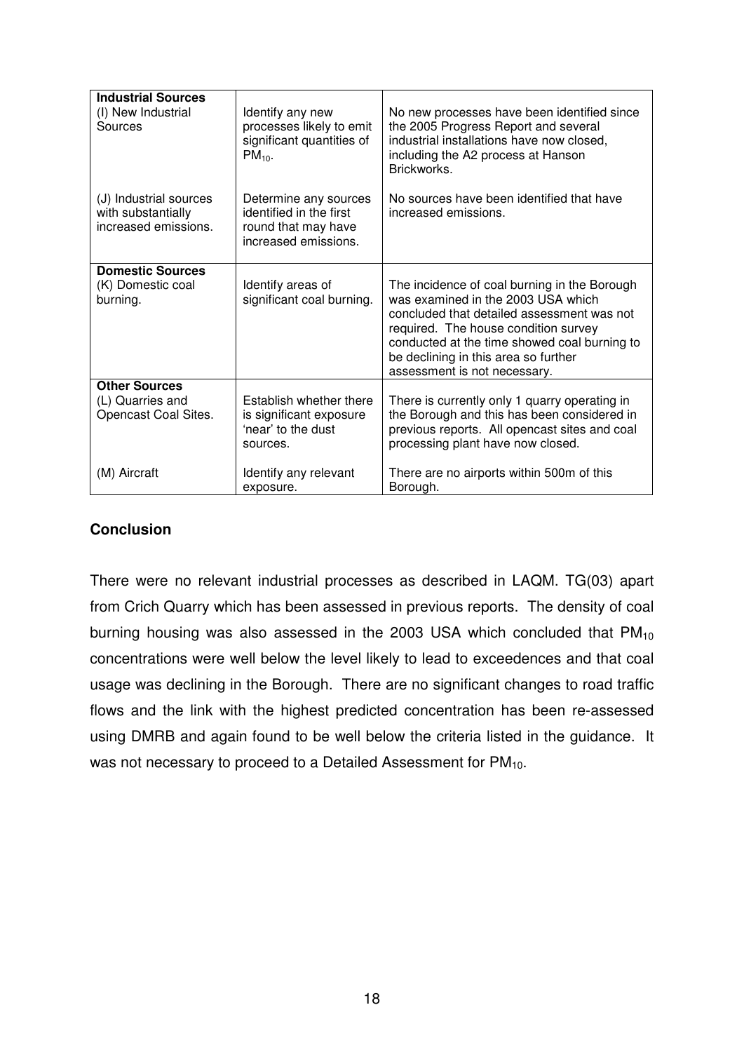| | | |
|---|---|---|
| **Industrial Sources** (I) New Industrial Sources | Identify any new processes likely to emit significant quantities of $PM_{10}$. | No new processes have been identified since the 2005 Progress Report and several industrial installations have now closed, including the A2 process at Hanson Brickworks. |
| (J) Industrial sources with substantially increased emissions. | Determine any sources identified in the first round that may have increased emissions. | No sources have been identified that have increased emissions. |
| **Domestic Sources** (K) Domestic coal burning. | Identify areas of significant coal burning. | The incidence of coal burning in the Borough was examined in the 2003 USA which concluded that detailed assessment was not required. The house condition survey conducted at the time showed coal burning to be declining in this area so further assessment is not necessary. |
| **Other Sources** (L) Quarries and Opencast Coal Sites. | Establish whether there is significant exposure 'near' to the dust sources. | There is currently only 1 quarry operating in the Borough and this has been considered in previous reports. All opencast sites and coal processing plant have now closed. |
| (M) Aircraft | Identify any relevant exposure. | There are no airports within 500m of this Borough. |

**Conclusion**

There were no relevant industrial processes as described in LAQM. TG(03) apart from Crich Quarry which has been assessed in previous reports. The density of coal burning housing was also assessed in the 2003 USA which concluded that $PM_{10}$ concentrations were well below the level likely to lead to exceedences and that coal usage was declining in the Borough. There are no significant changes to road traffic flows and the link with the highest predicted concentration has been re-assessed using DMRB and again found to be well below the criteria listed in the guidance. It was not necessary to proceed to a Detailed Assessment for $PM_{10}$.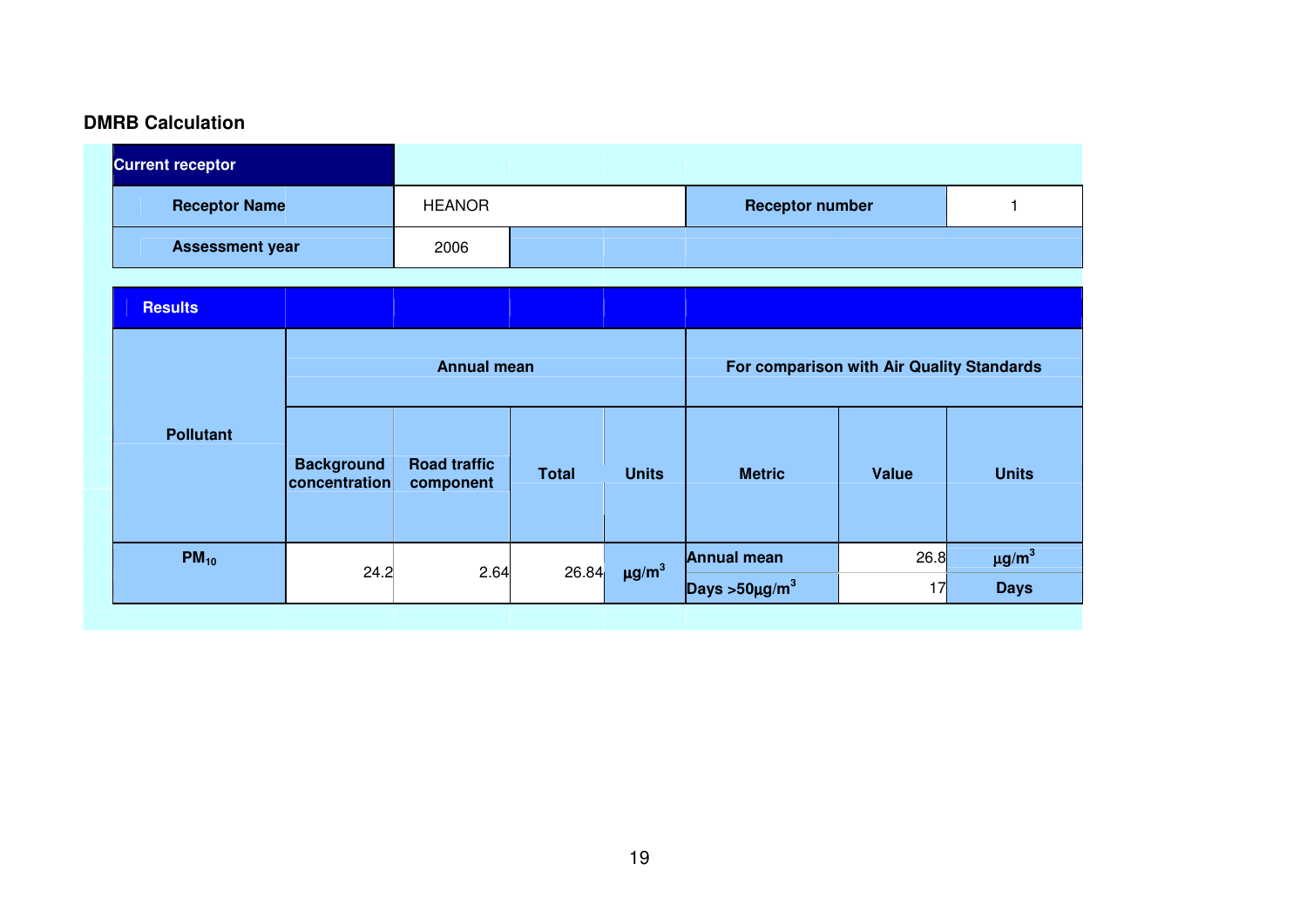## DMRB Calculation

| Current receptor | | | |
|---|---|---|---|
| Receptor Name | HEANOR | Receptor number | 1 |
| Assessment year | 2006 | | |

| Results | | | | | | | |
|---|---|---|---|---|---|---|---|
| Pollutant | Annual mean | | | | For comparison with Air Quality Standards | | |
| | Background concentration | Road traffic component | Total | Units | Metric | Value | Units |
| $PM_{10}$ | 24.2 | 2.64 | 26.84 | µg/$m^3$ | Annual mean | 26.8 | µg/$m^3$ |
| | | | | | Days >50µg/$m^3$ | 17 | Days |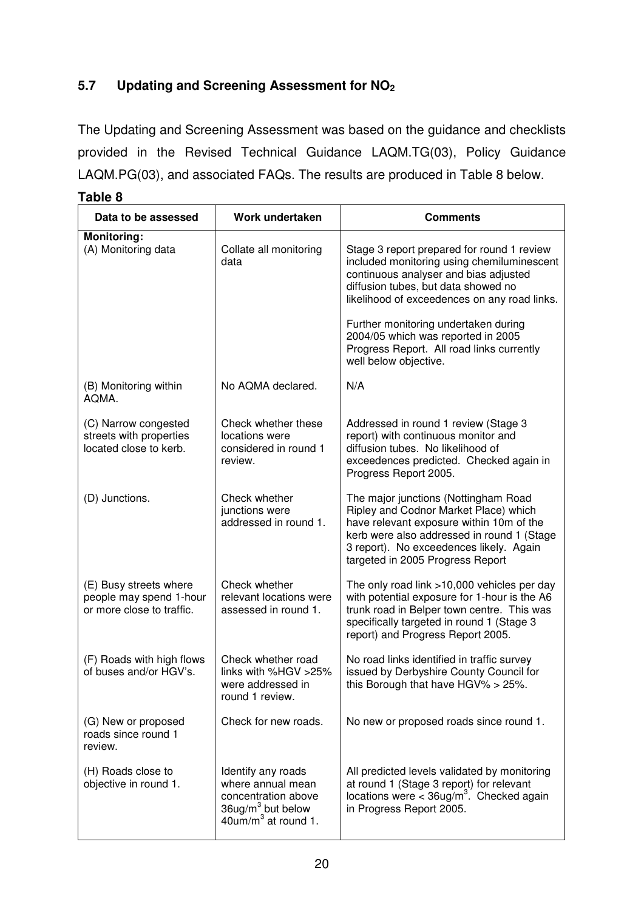### 5.7 Updating and Screening Assessment for $NO_2$

The Updating and Screening Assessment was based on the guidance and checklists provided in the Revised Technical Guidance LAQM.TG(03), Policy Guidance LAQM.PG(03), and associated FAQs. The results are produced in Table 8 below.

**Table 8**

| Data to be assessed | Work undertaken | Comments |
|---|---|---|
| **Monitoring:**<br>(A) Monitoring data | Collate all monitoring data | Stage 3 report prepared for round 1 review included monitoring using chemiluminescent continuous analyser and bias adjusted diffusion tubes, but data showed no likelihood of exceedences on any road links.<br><br>Further monitoring undertaken during 2004/05 which was reported in 2005 Progress Report. All road links currently well below objective. |
| (B) Monitoring within AQMA. | No AQMA declared. | N/A |
| (C) Narrow congested streets with properties located close to kerb. | Check whether these locations were considered in round 1 review. | Addressed in round 1 review (Stage 3 report) with continuous monitor and diffusion tubes. No likelihood of exceedences predicted. Checked again in Progress Report 2005. |
| (D) Junctions. | Check whether junctions were addressed in round 1. | The major junctions (Nottingham Road Ripley and Codnor Market Place) which have relevant exposure within 10m of the kerb were also addressed in round 1 (Stage 3 report). No exceedences likely. Again targeted in 2005 Progress Report |
| (E) Busy streets where people may spend 1-hour or more close to traffic. | Check whether relevant locations were assessed in round 1. | The only road link >10,000 vehicles per day with potential exposure for 1-hour is the A6 trunk road in Belper town centre. This was specifically targeted in round 1 (Stage 3 report) and Progress Report 2005. |
| (F) Roads with high flows of buses and/or HGV's. | Check whether road links with %HGV >25% were addressed in round 1 review. | No road links identified in traffic survey issued by Derbyshire County Council for this Borough that have HGV% > 25%. |
| (G) New or proposed roads since round 1 review. | Check for new roads. | No new or proposed roads since round 1. |
| (H) Roads close to objective in round 1. | Identify any roads where annual mean concentration above 36ug/m$^3$ but below 40um/m$^3$ at round 1. | All predicted levels validated by monitoring at round 1 (Stage 3 report) for relevant locations were < 36ug/m$^3$. Checked again in Progress Report 2005. |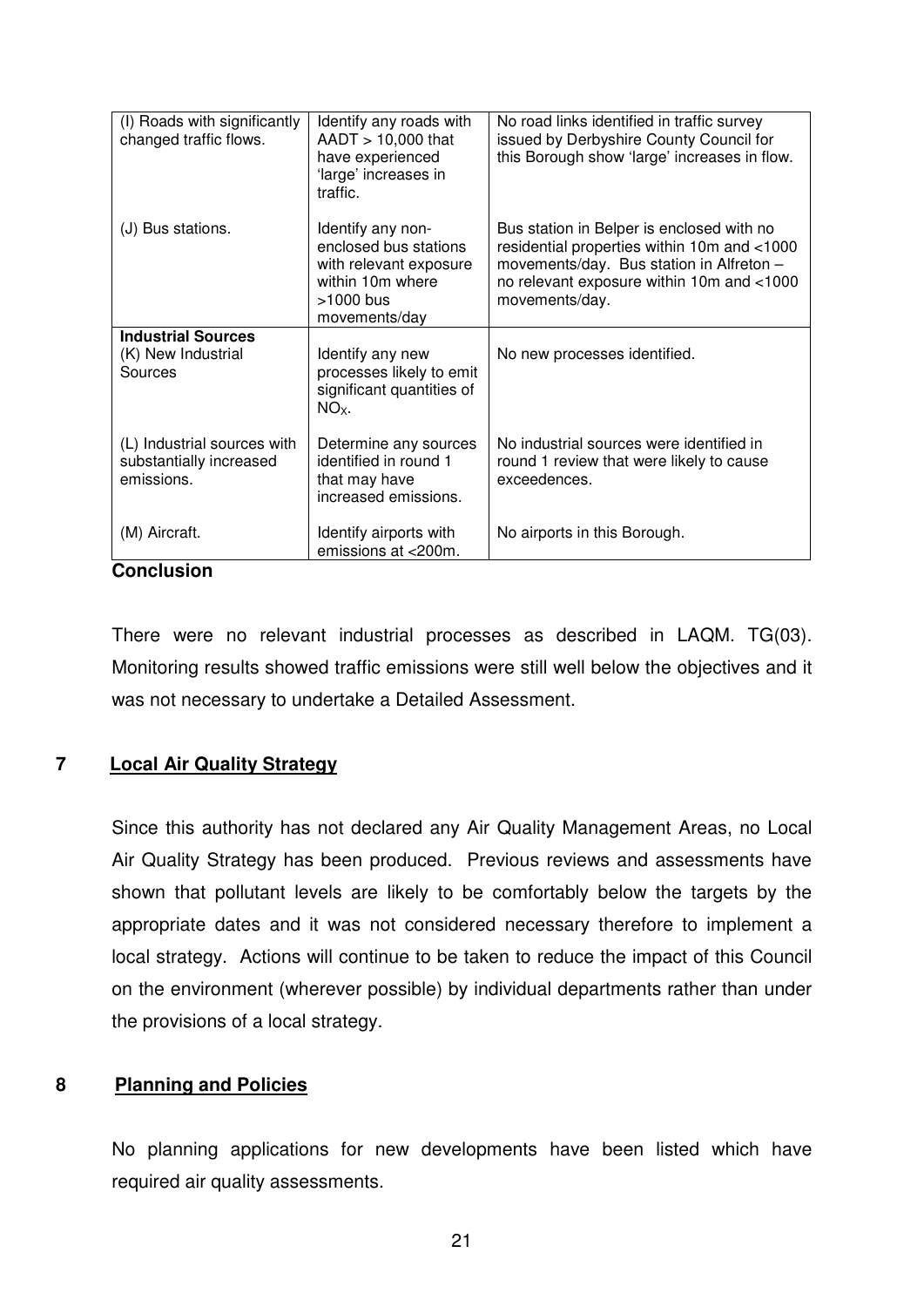| | | |
|---|---|---|
| (I) Roads with significantly changed traffic flows. | Identify any roads with AADT > 10,000 that have experienced 'large' increases in traffic. | No road links identified in traffic survey issued by Derbyshire County Council for this Borough show 'large' increases in flow. |
| (J) Bus stations. | Identify any non-enclosed bus stations with relevant exposure within 10m where >1000 bus movements/day | Bus station in Belper is enclosed with no residential properties within 10m and <1000 movements/day. Bus station in Alfreton – no relevant exposure within 10m and <1000 movements/day. |
| **Industrial Sources** (K) New Industrial Sources | Identify any new processes likely to emit significant quantities of $NO_X$. | No new processes identified. |
| (L) Industrial sources with substantially increased emissions. | Determine any sources identified in round 1 that may have increased emissions. | No industrial sources were identified in round 1 review that were likely to cause exceedences. |
| (M) Aircraft. | Identify airports with emissions at <200m. | No airports in this Borough. |

**Conclusion**

There were no relevant industrial processes as described in LAQM. TG(03). Monitoring results showed traffic emissions were still well below the objectives and it was not necessary to undertake a Detailed Assessment.

## 7 Local Air Quality Strategy

Since this authority has not declared any Air Quality Management Areas, no Local Air Quality Strategy has been produced. Previous reviews and assessments have shown that pollutant levels are likely to be comfortably below the targets by the appropriate dates and it was not considered necessary therefore to implement a local strategy. Actions will continue to be taken to reduce the impact of this Council on the environment (wherever possible) by individual departments rather than under the provisions of a local strategy.

## 8 Planning and Policies

No planning applications for new developments have been listed which have required air quality assessments.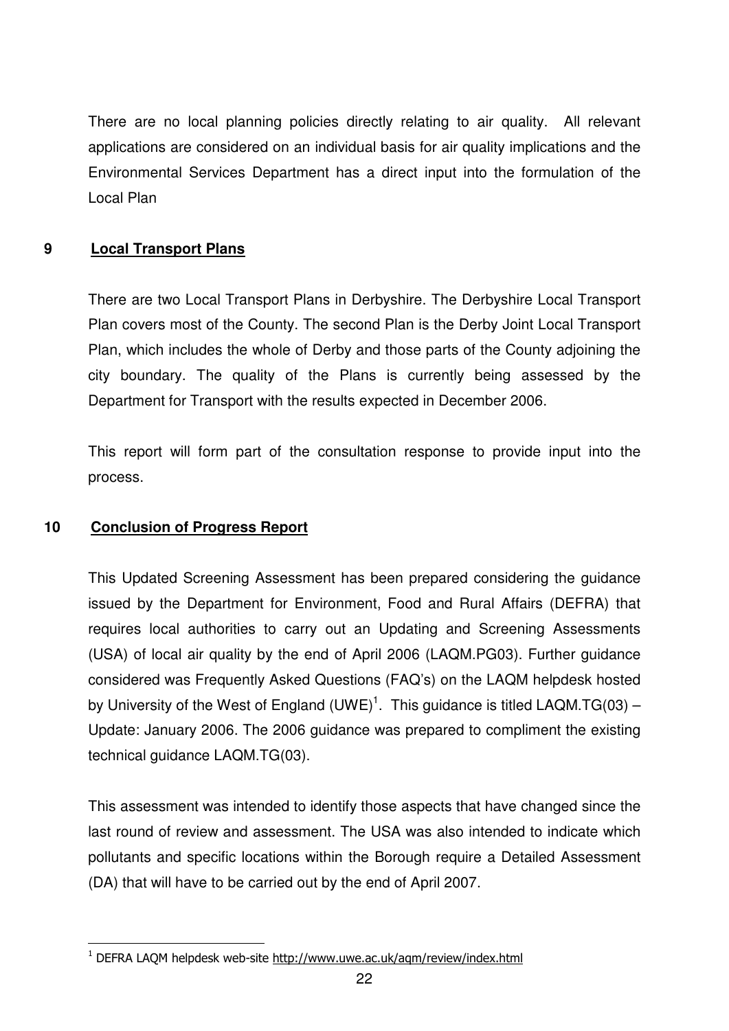There are no local planning policies directly relating to air quality. All relevant applications are considered on an individual basis for air quality implications and the Environmental Services Department has a direct input into the formulation of the Local Plan

## 9 Local Transport Plans

There are two Local Transport Plans in Derbyshire. The Derbyshire Local Transport Plan covers most of the County. The second Plan is the Derby Joint Local Transport Plan, which includes the whole of Derby and those parts of the County adjoining the city boundary. The quality of the Plans is currently being assessed by the Department for Transport with the results expected in December 2006.

This report will form part of the consultation response to provide input into the process.

## 10 Conclusion of Progress Report

This Updated Screening Assessment has been prepared considering the guidance issued by the Department for Environment, Food and Rural Affairs (DEFRA) that requires local authorities to carry out an Updating and Screening Assessments (USA) of local air quality by the end of April 2006 (LAQM.PG03). Further guidance considered was Frequently Asked Questions (FAQ's) on the LAQM helpdesk hosted by University of the West of England (UWE)[1]. This guidance is titled LAQM.TG(03) – Update: January 2006. The 2006 guidance was prepared to compliment the existing technical guidance LAQM.TG(03).

This assessment was intended to identify those aspects that have changed since the last round of review and assessment. The USA was also intended to indicate which pollutants and specific locations within the Borough require a Detailed Assessment (DA) that will have to be carried out by the end of April 2007.

---

[1] DEFRA LAQM helpdesk web-site http://www.uwe.ac.uk/aqm/review/index.html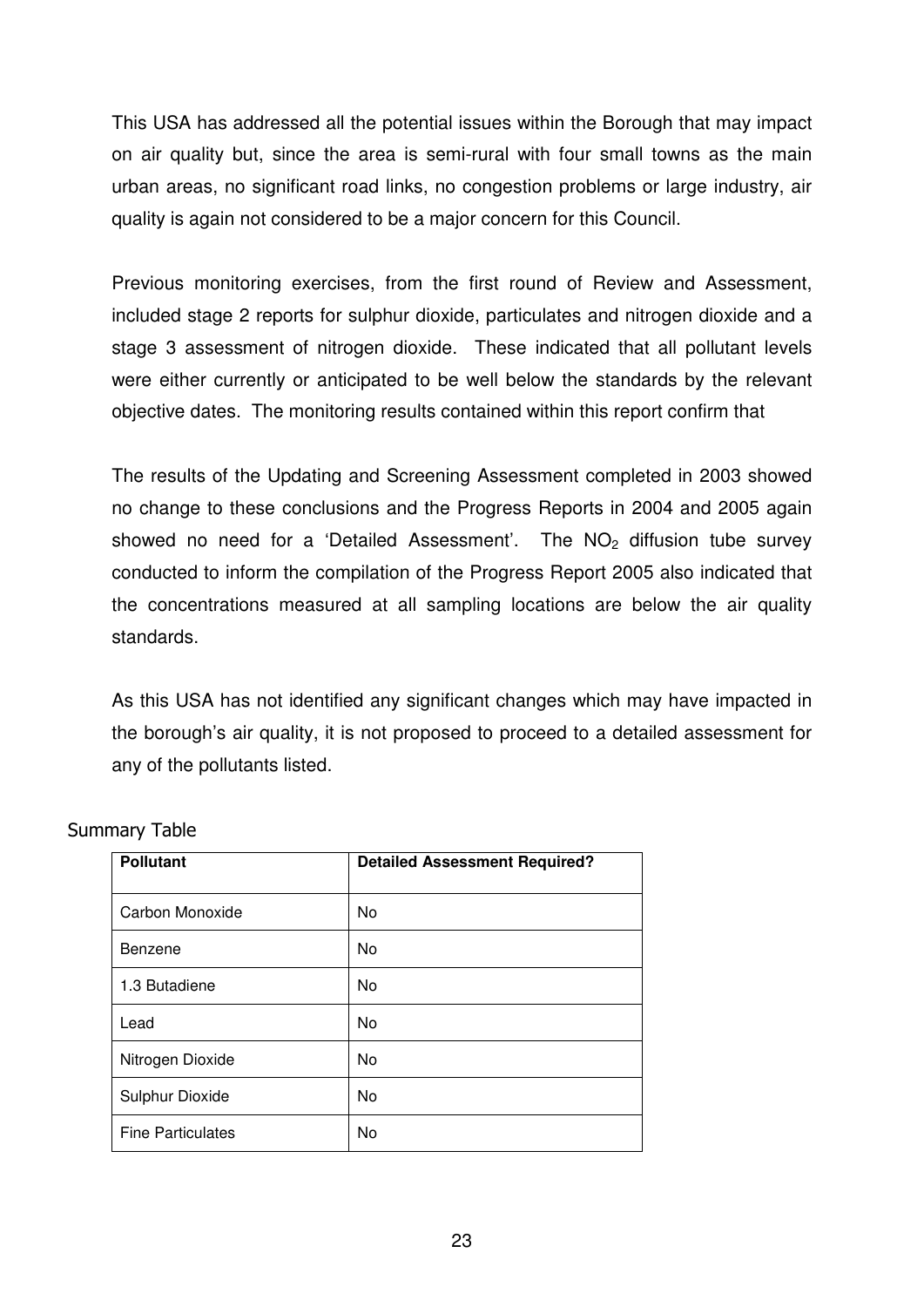This USA has addressed all the potential issues within the Borough that may impact on air quality but, since the area is semi-rural with four small towns as the main urban areas, no significant road links, no congestion problems or large industry, air quality is again not considered to be a major concern for this Council.

Previous monitoring exercises, from the first round of Review and Assessment, included stage 2 reports for sulphur dioxide, particulates and nitrogen dioxide and a stage 3 assessment of nitrogen dioxide. These indicated that all pollutant levels were either currently or anticipated to be well below the standards by the relevant objective dates. The monitoring results contained within this report confirm that

The results of the Updating and Screening Assessment completed in 2003 showed no change to these conclusions and the Progress Reports in 2004 and 2005 again showed no need for a 'Detailed Assessment'. The $NO_2$ diffusion tube survey conducted to inform the compilation of the Progress Report 2005 also indicated that the concentrations measured at all sampling locations are below the air quality standards.

As this USA has not identified any significant changes which may have impacted in the borough's air quality, it is not proposed to proceed to a detailed assessment for any of the pollutants listed.

Summary Table

| Pollutant | Detailed Assessment Required? |
|---|---|
| Carbon Monoxide | No |
| Benzene | No |
| 1.3 Butadiene | No |
| Lead | No |
| Nitrogen Dioxide | No |
| Sulphur Dioxide | No |
| Fine Particulates | No |